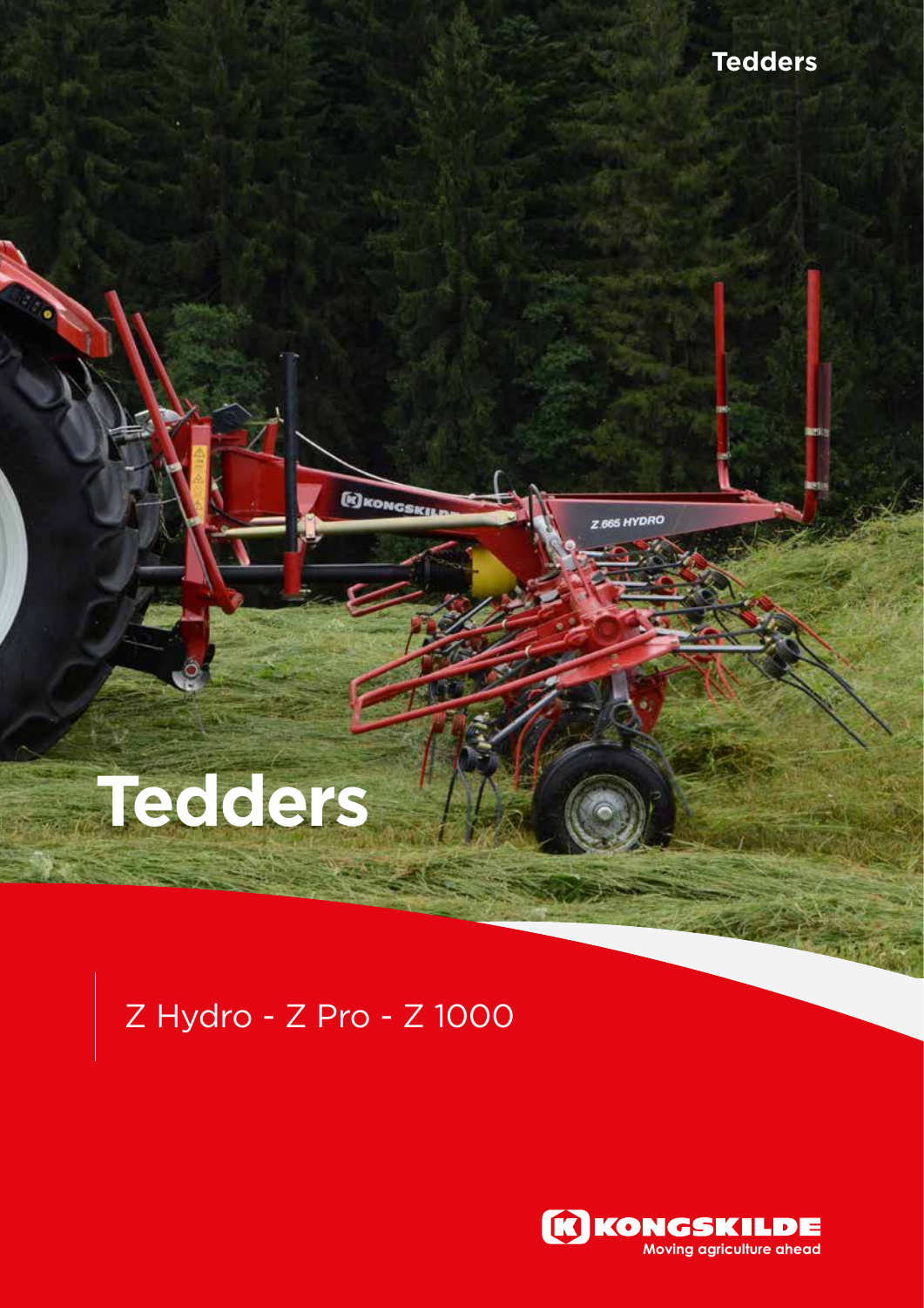Tedders

# Tedders

Z Hydro - Z Pro - Z 1000

KONGSKILDE
Moving agriculture ahead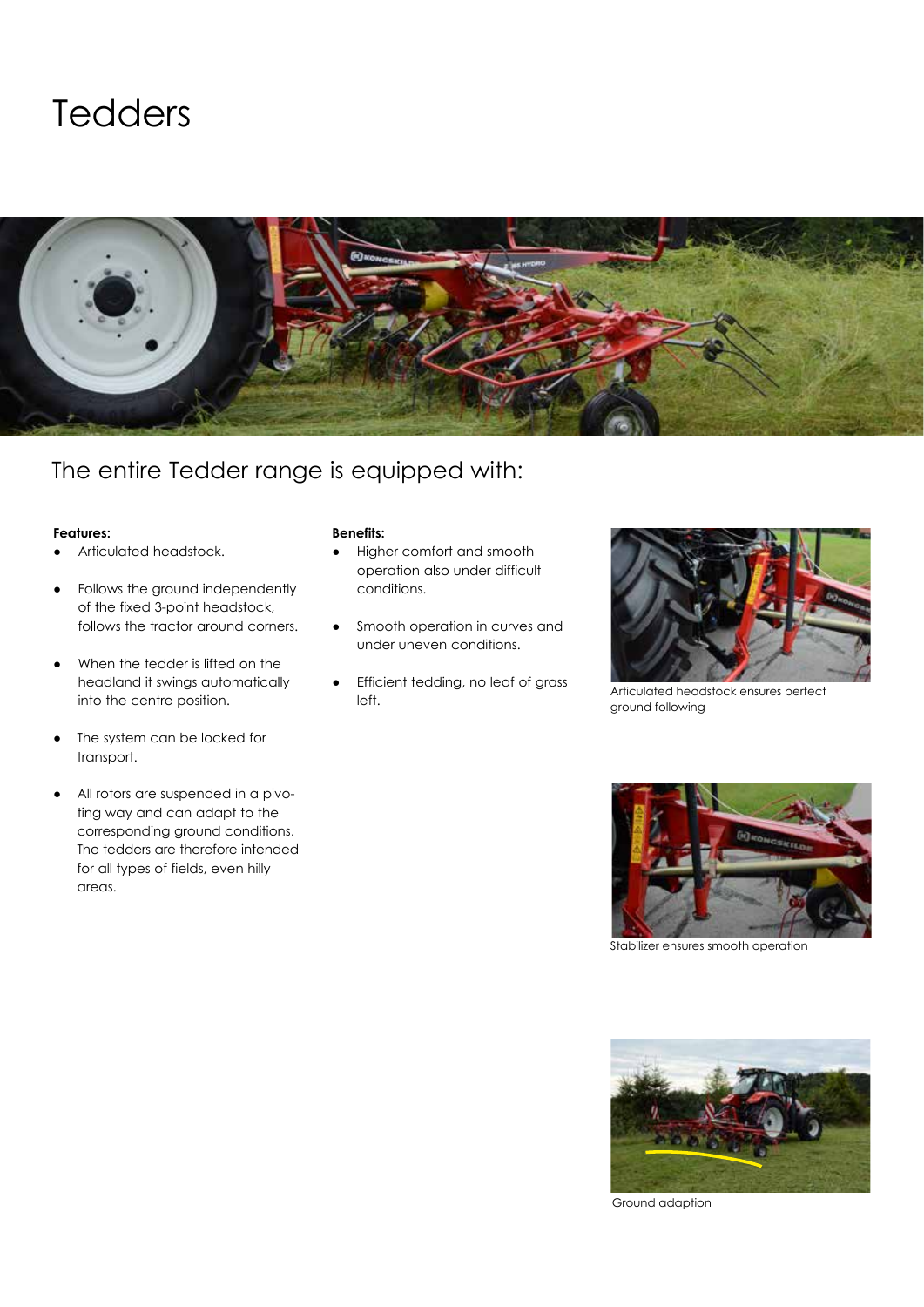# Tedders

## The entire Tedder range is equipped with:

**Features:**

- Articulated headstock.
- Follows the ground independently of the fixed 3-point headstock, follows the tractor around corners.
- When the tedder is lifted on the headland it swings automatically into the centre position.
- The system can be locked for transport.
- All rotors are suspended in a pivoting way and can adapt to the corresponding ground conditions. The tedders are therefore intended for all types of fields, even hilly areas.

**Benefits:**

- Higher comfort and smooth operation also under difficult conditions.
- Smooth operation in curves and under uneven conditions.
- Efficient tedding, no leaf of grass left.

Articulated headstock ensures perfect ground following

Stabilizer ensures smooth operation

Ground adaption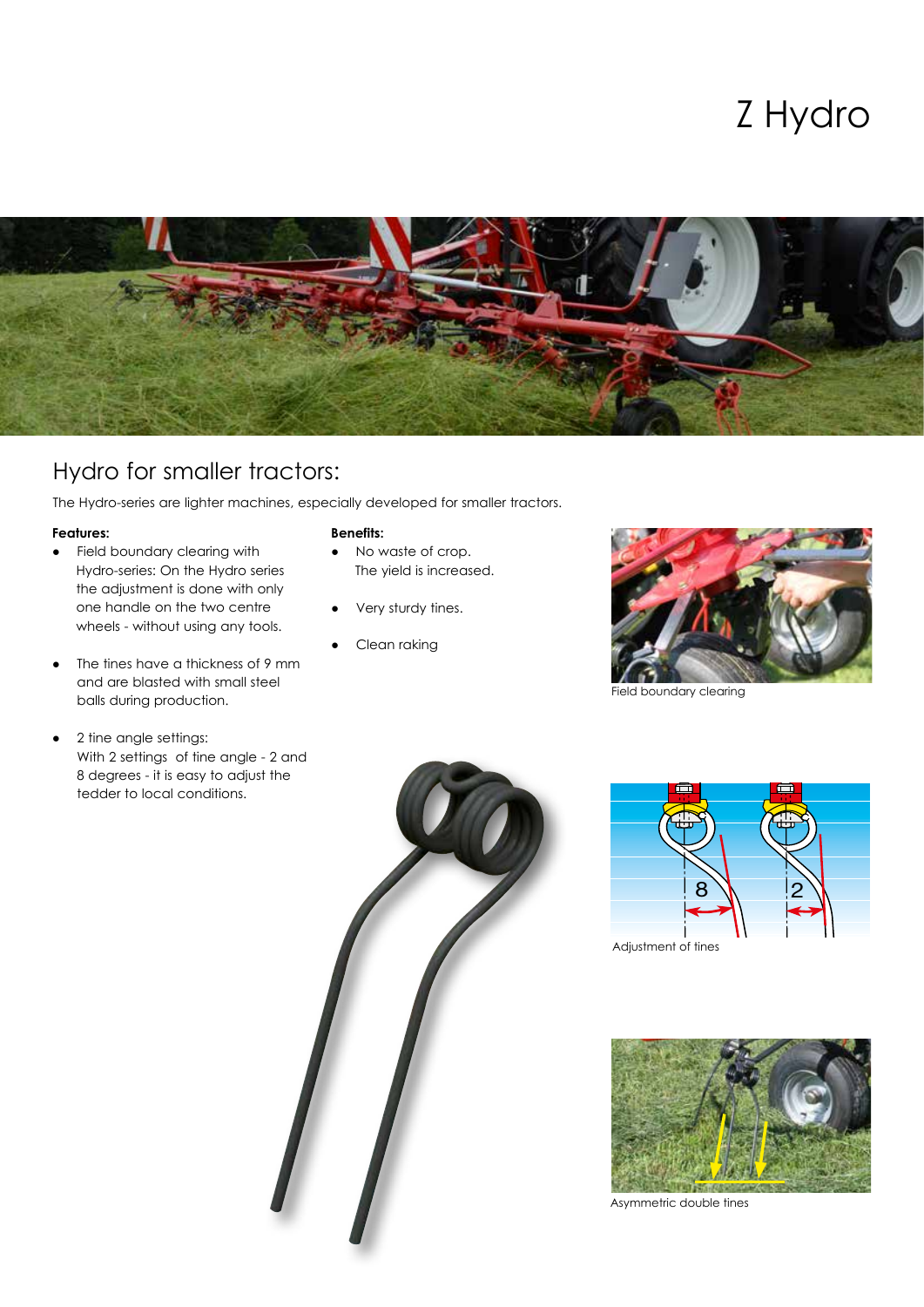# Z Hydro

## Hydro for smaller tractors:

The Hydro-series are lighter machines, especially developed for smaller tractors.

**Features:**

- Field boundary clearing with Hydro-series: On the Hydro series the adjustment is done with only one handle on the two centre wheels - without using any tools.
- The tines have a thickness of 9 mm and are blasted with small steel balls during production.
- 2 tine angle settings: With 2 settings of tine angle - 2 and 8 degrees - it is easy to adjust the tedder to local conditions.

**Benefits:**

- No waste of crop. The yield is increased.
- Very sturdy tines.
- Clean raking

Field boundary clearing

Adjustment of tines

Asymmetric double tines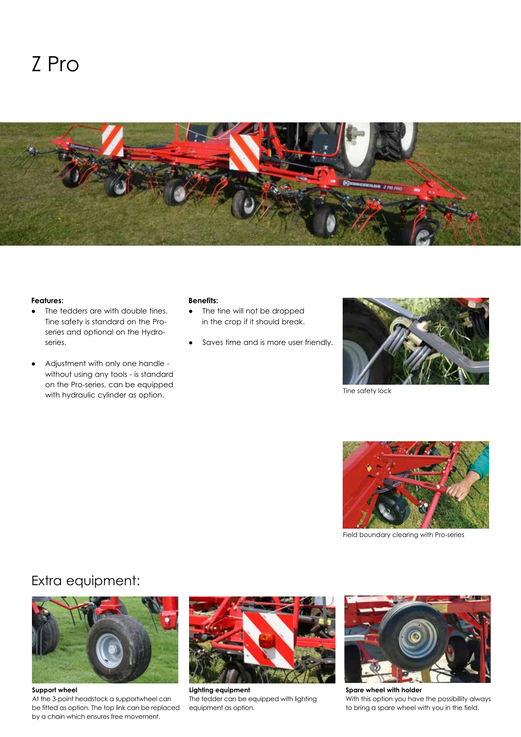# Z Pro

**Features:**

- The tedders are with double tines. Tine safety is standard on the Pro-series and optional on the Hydro-series.
- Adjustment with only one handle - without using any tools - is standard on the Pro-series, can be equipped with hydraulic cylinder as option.

**Benefits:**

- The tine will not be dropped in the crop if it should break.
- Saves time and is more user friendly.

Tine safety lock

Field boundary clearing with Pro-series

## Extra equipment:

**Support wheel**
At the 3-point headstock a supportwheel can be fitted as option. The top link can be replaced by a chain which ensures free movement.

**Lighting equipment**
The tedder can be equipped with lighting equipment as option.

**Spare wheel with holder**
With this option you have the possibillity always to bring a spare wheel with you in the field.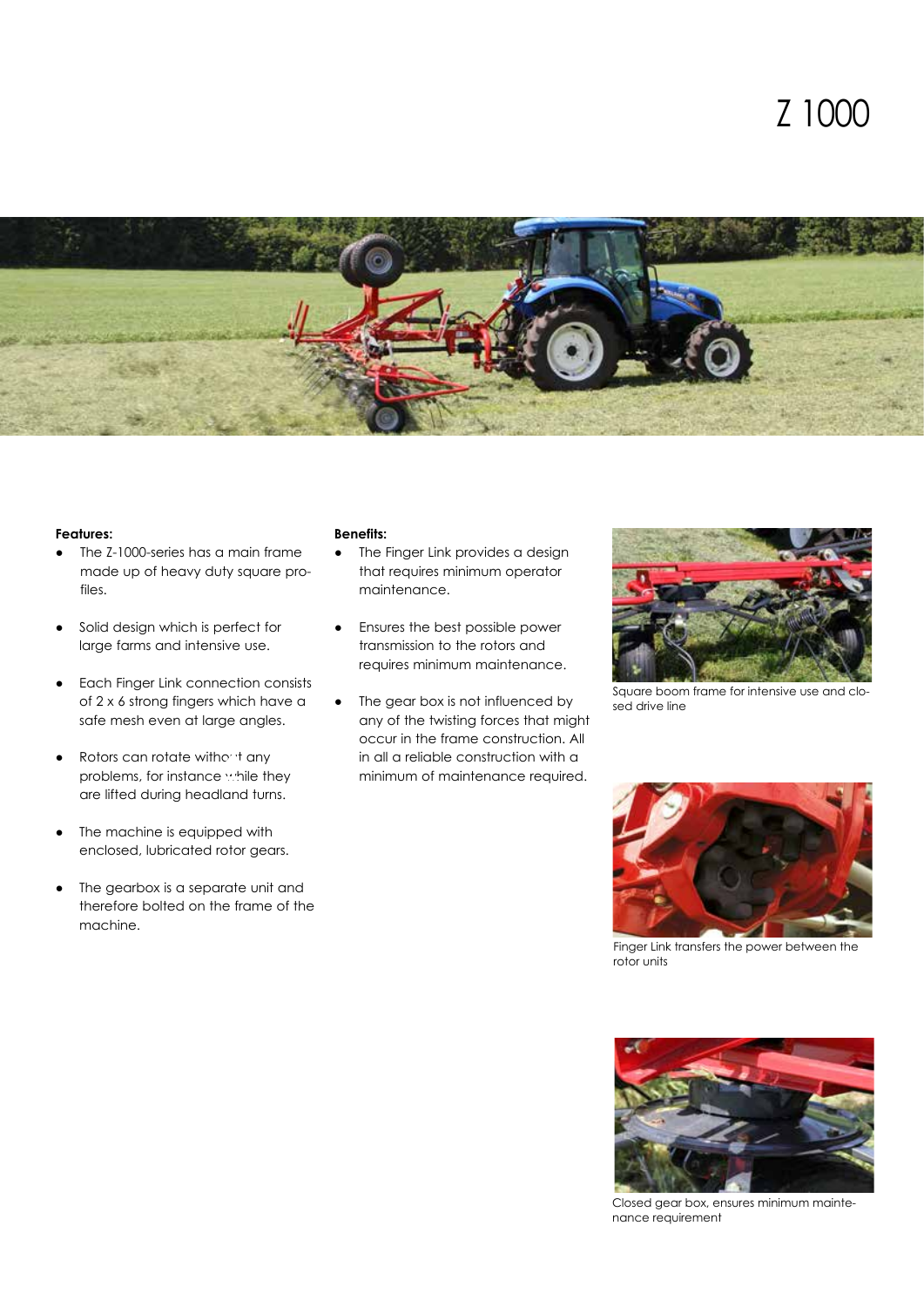# Z 1000

**Features:**

- The Z-1000-series has a main frame made up of heavy duty square profiles.
- Solid design which is perfect for large farms and intensive use.
- Each Finger Link connection consists of 2 x 6 strong fingers which have a safe mesh even at large angles.
- Rotors can rotate without any problems, for instance while they are lifted during headland turns.
- The machine is equipped with enclosed, lubricated rotor gears.
- The gearbox is a separate unit and therefore bolted on the frame of the machine.

**Benefits:**

- The Finger Link provides a design that requires minimum operator maintenance.
- Ensures the best possible power transmission to the rotors and requires minimum maintenance.
- The gear box is not influenced by any of the twisting forces that might occur in the frame construction. All in all a reliable construction with a minimum of maintenance required.

Square boom frame for intensive use and closed drive line

Finger Link transfers the power between the rotor units

Closed gear box, ensures minimum maintenance requirement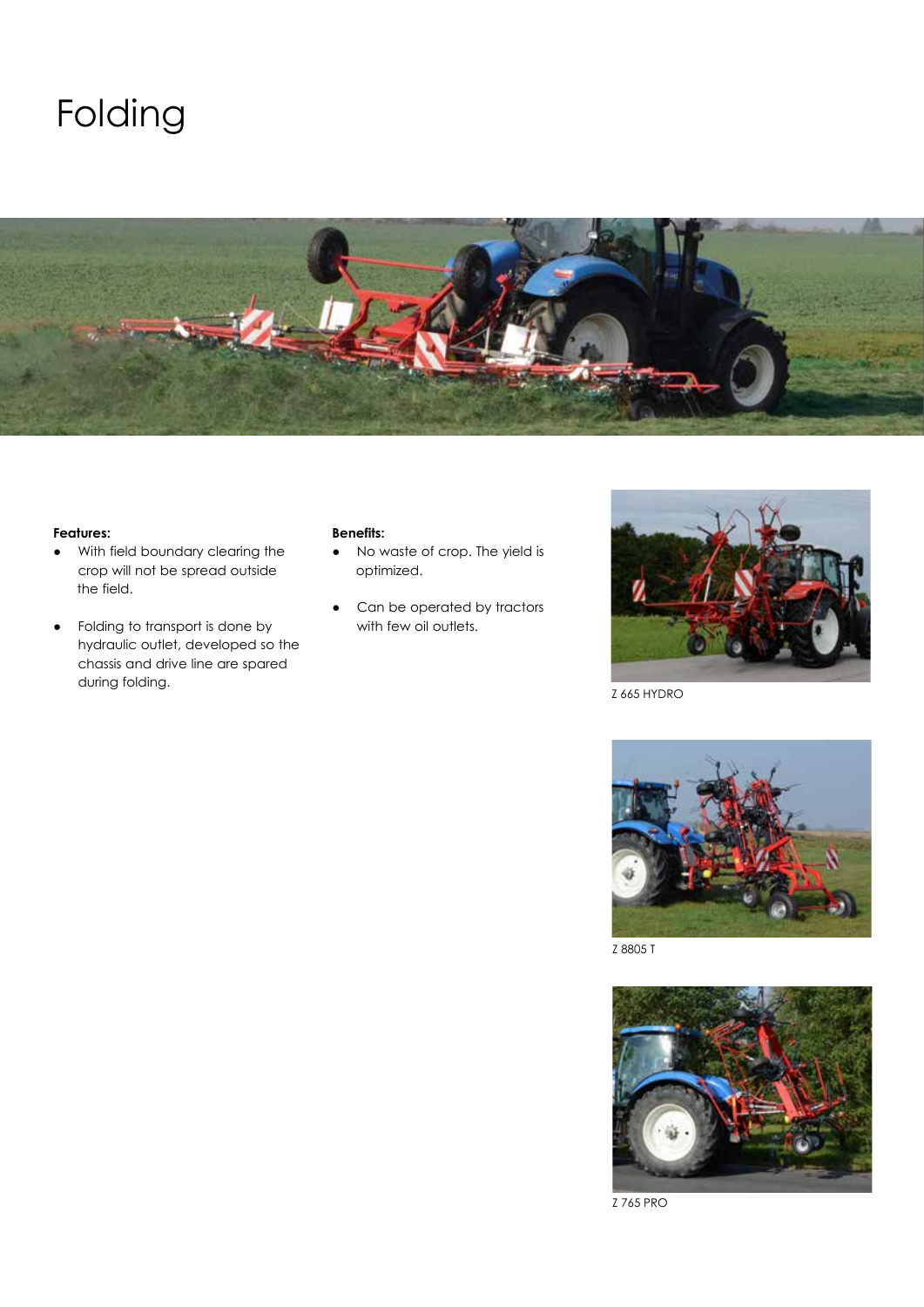# Folding

**Features:**

- With field boundary clearing the crop will not be spread outside the field.
- Folding to transport is done by hydraulic outlet, developed so the chassis and drive line are spared during folding.

**Benefits:**

- No waste of crop. The yield is optimized.
- Can be operated by tractors with few oil outlets.

Z 665 HYDRO

Z 8805 T

Z 765 PRO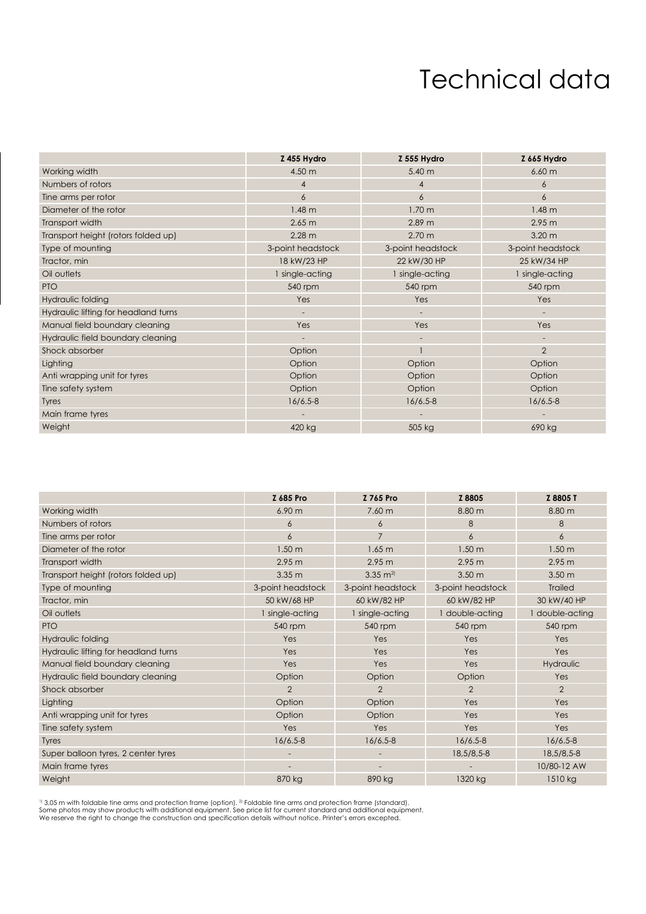# Technical data

| | Z 455 Hydro | Z 555 Hydro | Z 665 Hydro |
|---|---|---|---|
| Working width | 4.50 m | 5.40 m | 6.60 m |
| Numbers of rotors | 4 | 4 | 6 |
| Tine arms per rotor | 6 | 6 | 6 |
| Diameter of the rotor | 1.48 m | 1.70 m | 1.48 m |
| Transport width | 2.65 m | 2.89 m | 2.95 m |
| Transport height (rotors folded up) | 2.28 m | 2.70 m | 3.20 m |
| Type of mounting | 3-point headstock | 3-point headstock | 3-point headstock |
| Tractor, min | 18 kW/23 HP | 22 kW/30 HP | 25 kW/34 HP |
| Oil outlets | 1 single-acting | 1 single-acting | 1 single-acting |
| PTO | 540 rpm | 540 rpm | 540 rpm |
| Hydraulic folding | Yes | Yes | Yes |
| Hydraulic lifting for headland turns | - | - | - |
| Manual field boundary cleaning | Yes | Yes | Yes |
| Hydraulic field boundary cleaning | - | - | - |
| Shock absorber | Option | 1 | 2 |
| Lighting | Option | Option | Option |
| Anti wrapping unit for tyres | Option | Option | Option |
| Tine safety system | Option | Option | Option |
| Tyres | 16/6.5-8 | 16/6.5-8 | 16/6.5-8 |
| Main frame tyres | - | - | - |
| Weight | 420 kg | 505 kg | 690 kg |

| | Z 685 Pro | Z 765 Pro | Z 8805 | Z 8805 T |
|---|---|---|---|---|
| Working width | 6.90 m | 7.60 m | 8.80 m | 8.80 m |
| Numbers of rotors | 6 | 6 | 8 | 8 |
| Tine arms per rotor | 6 | 7 | 6 | 6 |
| Diameter of the rotor | 1.50 m | 1.65 m | 1.50 m | 1.50 m |
| Transport width | 2.95 m | 2.95 m | 2.95 m | 2.95 m |
| Transport height (rotors folded up) | 3.35 m | 3.35 m[2] | 3.50 m | 3.50 m |
| Type of mounting | 3-point headstock | 3-point headstock | 3-point headstock | Trailed |
| Tractor, min | 50 kW/68 HP | 60 kW/82 HP | 60 kW/82 HP | 30 kW/40 HP |
| Oil outlets | 1 single-acting | 1 single-acting | 1 double-acting | 1 double-acting |
| PTO | 540 rpm | 540 rpm | 540 rpm | 540 rpm |
| Hydraulic folding | Yes | Yes | Yes | Yes |
| Hydraulic lifting for headland turns | Yes | Yes | Yes | Yes |
| Manual field boundary cleaning | Yes | Yes | Yes | Hydraulic |
| Hydraulic field boundary cleaning | Option | Option | Option | Yes |
| Shock absorber | 2 | 2 | 2 | 2 |
| Lighting | Option | Option | Yes | Yes |
| Anti wrapping unit for tyres | Option | Option | Yes | Yes |
| Tine safety system | Yes | Yes | Yes | Yes |
| Tyres | 16/6.5-8 | 16/6.5-8 | 16/6.5-8 | 16/6.5-8 |
| Super balloon tyres, 2 center tyres | - | - | 18,5/8,5-8 | 18,5/8,5-8 |
| Main frame tyres | - | - | - | 10/80-12 AW |
| Weight | 870 kg | 890 kg | 1320 kg | 1510 kg |

[1] 3,05 m with foldable tine arms and protection frame (option). [2] Foldable tine arms and protection frame (standard).
Some photos may show products with additional equipment. See price list for current standard and additional equipment.
We reserve the right to change the construction and specification details without notice. Printer's errors excepted.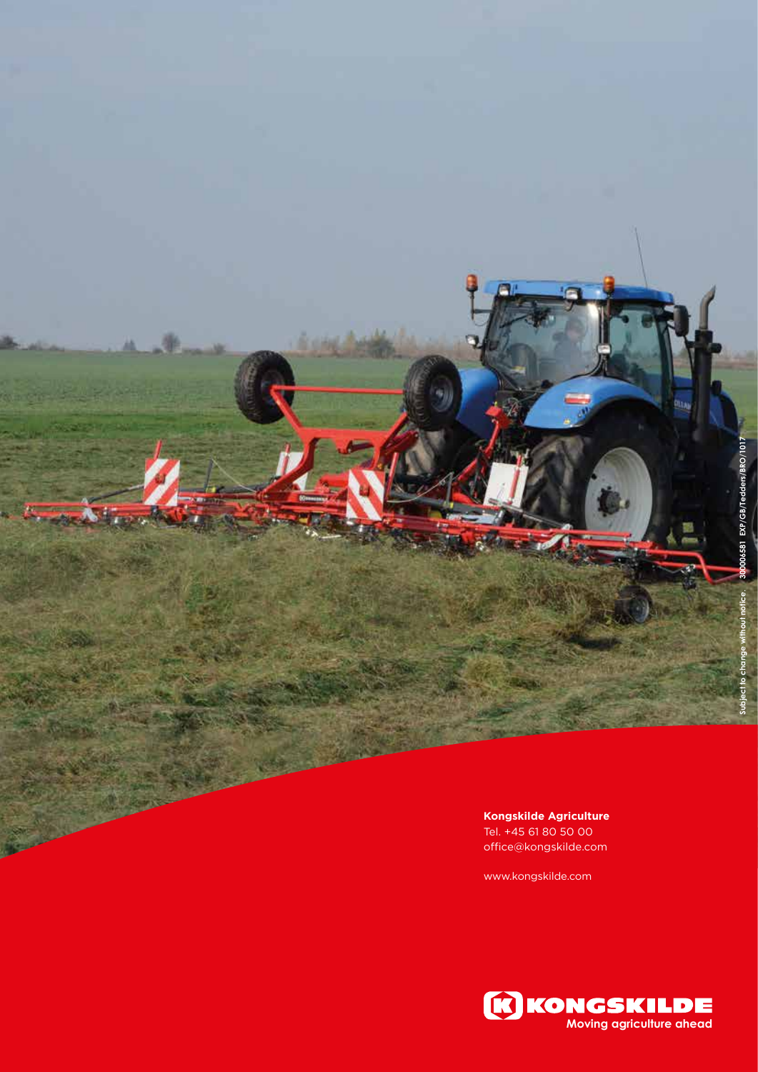**Kongskilde Agriculture**
Tel. +45 61 80 50 00
office@kongskilde.com

www.kongskilde.com

Subject to change without notice. 300006581 EXP/GB/Tedders/BRO/1017

KONGSKILDE
Moving agriculture ahead